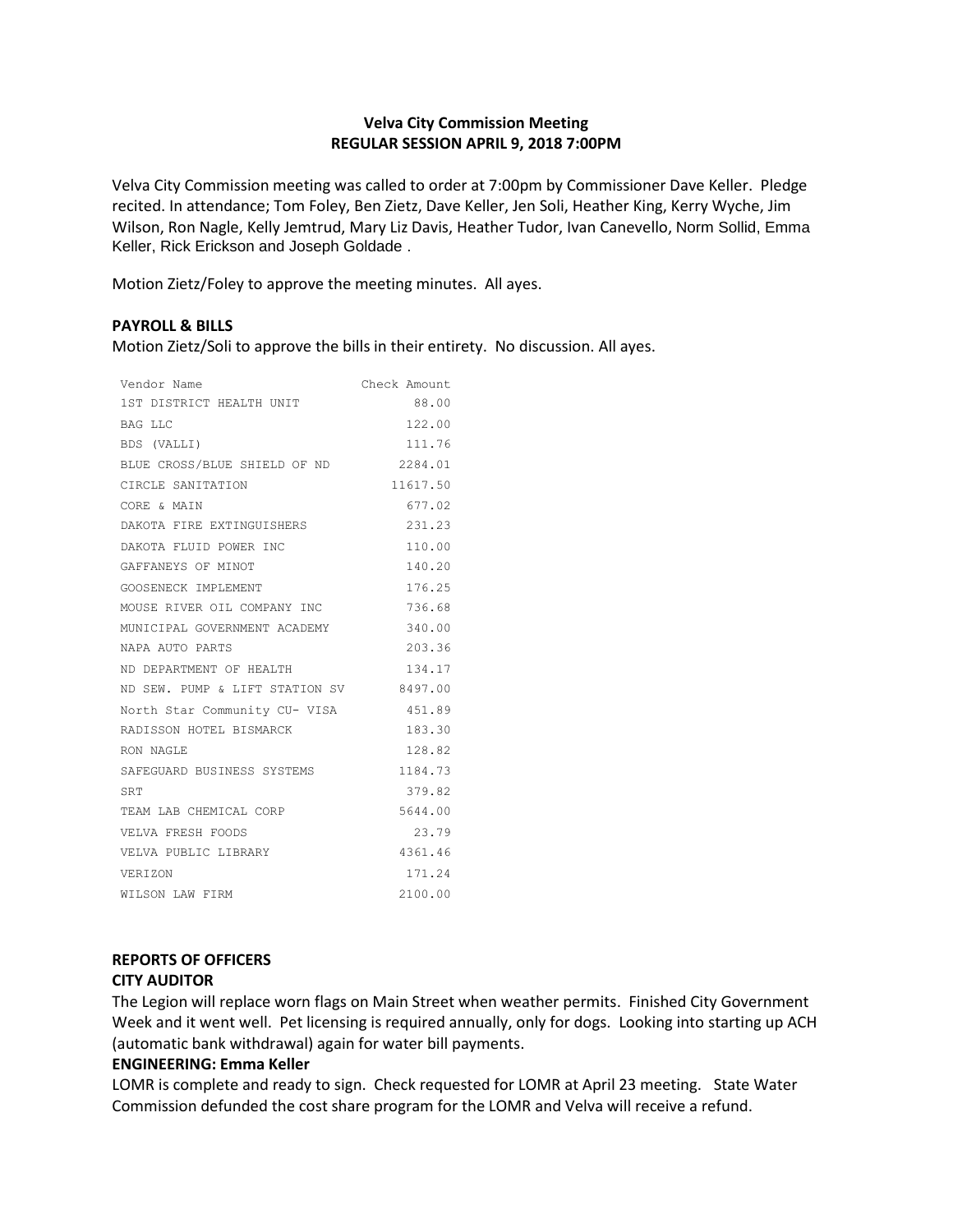# Velva City Commission Meeting
## REGULAR SESSION APRIL 9, 2018 7:00PM

Velva City Commission meeting was called to order at 7:00pm by Commissioner Dave Keller. Pledge recited. In attendance; Tom Foley, Ben Zietz, Dave Keller, Jen Soli, Heather King, Kerry Wyche, Jim Wilson, Ron Nagle, Kelly Jemtrud, Mary Liz Davis, Heather Tudor, Ivan Canevello, Norm Sollid, Emma Keller, Rick Erickson and Joseph Goldade .

Motion Zietz/Foley to approve the meeting minutes. All ayes.

### PAYROLL & BILLS

Motion Zietz/Soli to approve the bills in their entirety. No discussion. All ayes.

| Vendor Name | Check Amount |
|---|---|
| 1ST DISTRICT HEALTH UNIT | 88.00 |
| BAG LLC | 122.00 |
| BDS (VALLI) | 111.76 |
| BLUE CROSS/BLUE SHIELD OF ND | 2284.01 |
| CIRCLE SANITATION | 11617.50 |
| CORE & MAIN | 677.02 |
| DAKOTA FIRE EXTINGUISHERS | 231.23 |
| DAKOTA FLUID POWER INC | 110.00 |
| GAFFANEYS OF MINOT | 140.20 |
| GOOSENECK IMPLEMENT | 176.25 |
| MOUSE RIVER OIL COMPANY INC | 736.68 |
| MUNICIPAL GOVERNMENT ACADEMY | 340.00 |
| NAPA AUTO PARTS | 203.36 |
| ND DEPARTMENT OF HEALTH | 134.17 |
| ND SEW. PUMP & LIFT STATION SV | 8497.00 |
| North Star Community CU- VISA | 451.89 |
| RADISSON HOTEL BISMARCK | 183.30 |
| RON NAGLE | 128.82 |
| SAFEGUARD BUSINESS SYSTEMS | 1184.73 |
| SRT | 379.82 |
| TEAM LAB CHEMICAL CORP | 5644.00 |
| VELVA FRESH FOODS | 23.79 |
| VELVA PUBLIC LIBRARY | 4361.46 |
| VERIZON | 171.24 |
| WILSON LAW FIRM | 2100.00 |

### REPORTS OF OFFICERS

### CITY AUDITOR

The Legion will replace worn flags on Main Street when weather permits. Finished City Government Week and it went well. Pet licensing is required annually, only for dogs. Looking into starting up ACH (automatic bank withdrawal) again for water bill payments.

### ENGINEERING: Emma Keller

LOMR is complete and ready to sign. Check requested for LOMR at April 23 meeting. State Water Commission defunded the cost share program for the LOMR and Velva will receive a refund.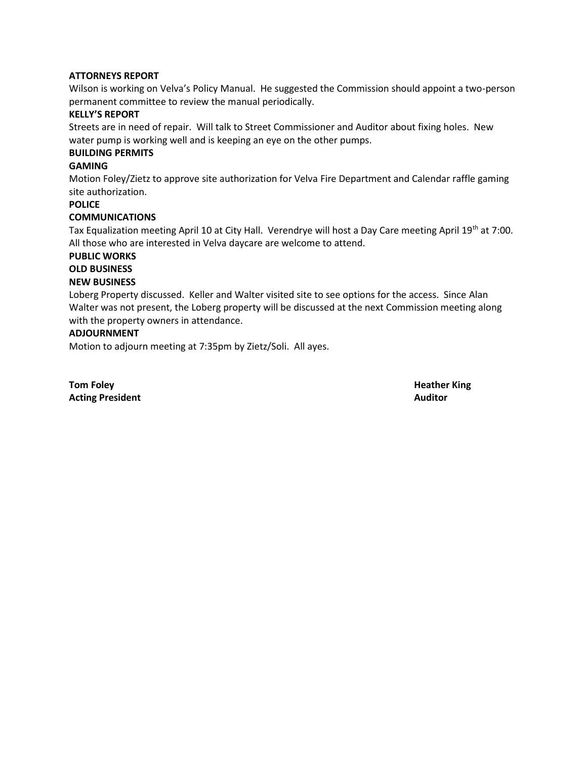**ATTORNEYS REPORT**

Wilson is working on Velva's Policy Manual. He suggested the Commission should appoint a two-person permanent committee to review the manual periodically.

**KELLY'S REPORT**

Streets are in need of repair. Will talk to Street Commissioner and Auditor about fixing holes. New water pump is working well and is keeping an eye on the other pumps.

**BUILDING PERMITS**

**GAMING**

Motion Foley/Zietz to approve site authorization for Velva Fire Department and Calendar raffle gaming site authorization.

**POLICE**

**COMMUNICATIONS**

Tax Equalization meeting April 10 at City Hall. Verendrye will host a Day Care meeting April 19th at 7:00. All those who are interested in Velva daycare are welcome to attend.

**PUBLIC WORKS**

**OLD BUSINESS**

**NEW BUSINESS**

Loberg Property discussed. Keller and Walter visited site to see options for the access. Since Alan Walter was not present, the Loberg property will be discussed at the next Commission meeting along with the property owners in attendance.

**ADJOURNMENT**

Motion to adjourn meeting at 7:35pm by Zietz/Soli. All ayes.

**Tom Foley**
**Acting President**

**Heather King**
**Auditor**